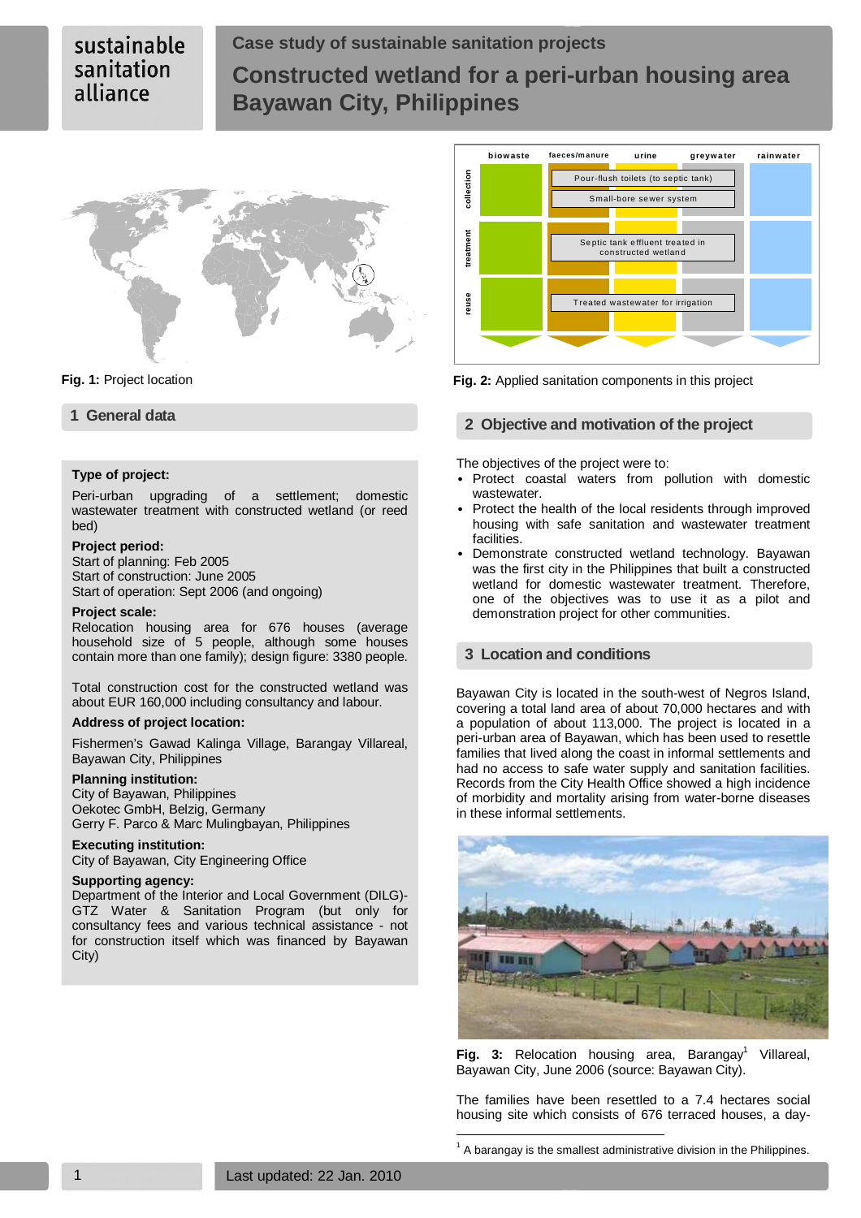sustainable sanitation alliance

# Case study of sustainable sanitation projects

# Constructed wetland for a peri-urban housing area Bayawan City, Philippines

**Fig. 1:** Project location

| | biowaste | faeces/manure | urine | greywater | rainwater |
|---|---|---|---|---|---|
| collection | | Pour-flush toilets (to septic tank); Small-bore sewer system | | | |
| treatment | | Septic tank effluent treated in constructed wetland | | | |
| reuse | | Treated wastewater for irrigation | | | |

**Fig. 2:** Applied sanitation components in this project

## 1 General data

**Type of project:**

Peri-urban upgrading of a settlement; domestic wastewater treatment with constructed wetland (or reed bed)

**Project period:**
Start of planning: Feb 2005
Start of construction: June 2005
Start of operation: Sept 2006 (and ongoing)

**Project scale:**
Relocation housing area for 676 houses (average household size of 5 people, although some houses contain more than one family); design figure: 3380 people.

Total construction cost for the constructed wetland was about EUR 160,000 including consultancy and labour.

**Address of project location:**

Fishermen's Gawad Kalinga Village, Barangay Villareal, Bayawan City, Philippines

**Planning institution:**
City of Bayawan, Philippines
Oekotec GmbH, Belzig, Germany
Gerry F. Parco & Marc Mulingbayan, Philippines

**Executing institution:**
City of Bayawan, City Engineering Office

**Supporting agency:**
Department of the Interior and Local Government (DILG)-GTZ Water & Sanitation Program (but only for consultancy fees and various technical assistance - not for construction itself which was financed by Bayawan City)

## 2 Objective and motivation of the project

The objectives of the project were to:

- Protect coastal waters from pollution with domestic wastewater.
- Protect the health of the local residents through improved housing with safe sanitation and wastewater treatment facilities.
- Demonstrate constructed wetland technology. Bayawan was the first city in the Philippines that built a constructed wetland for domestic wastewater treatment. Therefore, one of the objectives was to use it as a pilot and demonstration project for other communities.

## 3 Location and conditions

Bayawan City is located in the south-west of Negros Island, covering a total land area of about 70,000 hectares and with a population of about 113,000. The project is located in a peri-urban area of Bayawan, which has been used to resettle families that lived along the coast in informal settlements and had no access to safe water supply and sanitation facilities. Records from the City Health Office showed a high incidence of morbidity and mortality arising from water-borne diseases in these informal settlements.

**Fig. 3:** Relocation housing area, Barangay[1] Villareal, Bayawan City, June 2006 (source: Bayawan City).

The families have been resettled to a 7.4 hectares social housing site which consists of 676 terraced houses, a day-

[1] A barangay is the smallest administrative division in the Philippines.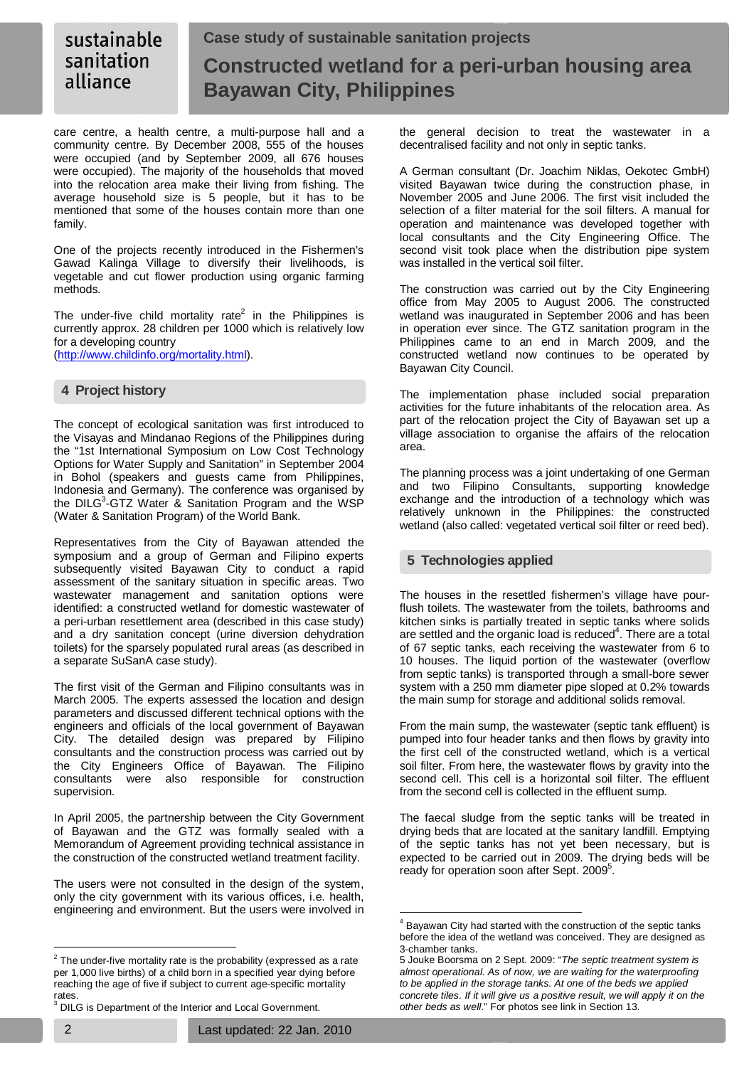care centre, a health centre, a multi-purpose hall and a community centre. By December 2008, 555 of the houses were occupied (and by September 2009, all 676 houses were occupied). The majority of the households that moved into the relocation area make their living from fishing. The average household size is 5 people, but it has to be mentioned that some of the houses contain more than one family.

One of the projects recently introduced in the Fishermen's Gawad Kalinga Village to diversify their livelihoods, is vegetable and cut flower production using organic farming methods.

The under-five child mortality rate[2] in the Philippines is currently approx. 28 children per 1000 which is relatively low for a developing country (http://www.childinfo.org/mortality.html).

## 4 Project history

The concept of ecological sanitation was first introduced to the Visayas and Mindanao Regions of the Philippines during the "1st International Symposium on Low Cost Technology Options for Water Supply and Sanitation" in September 2004 in Bohol (speakers and guests came from Philippines, Indonesia and Germany). The conference was organised by the DILG[3]-GTZ Water & Sanitation Program and the WSP (Water & Sanitation Program) of the World Bank.

Representatives from the City of Bayawan attended the symposium and a group of German and Filipino experts subsequently visited Bayawan City to conduct a rapid assessment of the sanitary situation in specific areas. Two wastewater management and sanitation options were identified: a constructed wetland for domestic wastewater of a peri-urban resettlement area (described in this case study) and a dry sanitation concept (urine diversion dehydration toilets) for the sparsely populated rural areas (as described in a separate SuSanA case study).

The first visit of the German and Filipino consultants was in March 2005. The experts assessed the location and design parameters and discussed different technical options with the engineers and officials of the local government of Bayawan City. The detailed design was prepared by Filipino consultants and the construction process was carried out by the City Engineers Office of Bayawan. The Filipino consultants were also responsible for construction supervision.

In April 2005, the partnership between the City Government of Bayawan and the GTZ was formally sealed with a Memorandum of Agreement providing technical assistance in the construction of the constructed wetland treatment facility.

The users were not consulted in the design of the system, only the city government with its various offices, i.e. health, engineering and environment. But the users were involved in the general decision to treat the wastewater in a decentralised facility and not only in septic tanks.

A German consultant (Dr. Joachim Niklas, Oekotec GmbH) visited Bayawan twice during the construction phase, in November 2005 and June 2006. The first visit included the selection of a filter material for the soil filters. A manual for operation and maintenance was developed together with local consultants and the City Engineering Office. The second visit took place when the distribution pipe system was installed in the vertical soil filter.

The construction was carried out by the City Engineering office from May 2005 to August 2006. The constructed wetland was inaugurated in September 2006 and has been in operation ever since. The GTZ sanitation program in the Philippines came to an end in March 2009, and the constructed wetland now continues to be operated by Bayawan City Council.

The implementation phase included social preparation activities for the future inhabitants of the relocation area. As part of the relocation project the City of Bayawan set up a village association to organise the affairs of the relocation area.

The planning process was a joint undertaking of one German and two Filipino Consultants, supporting knowledge exchange and the introduction of a technology which was relatively unknown in the Philippines: the constructed wetland (also called: vegetated vertical soil filter or reed bed).

## 5 Technologies applied

The houses in the resettled fishermen's village have pour-flush toilets. The wastewater from the toilets, bathrooms and kitchen sinks is partially treated in septic tanks where solids are settled and the organic load is reduced[4]. There are a total of 67 septic tanks, each receiving the wastewater from 6 to 10 houses. The liquid portion of the wastewater (overflow from septic tanks) is transported through a small-bore sewer system with a 250 mm diameter pipe sloped at 0.2% towards the main sump for storage and additional solids removal.

From the main sump, the wastewater (septic tank effluent) is pumped into four header tanks and then flows by gravity into the first cell of the constructed wetland, which is a vertical soil filter. From here, the wastewater flows by gravity into the second cell. This cell is a horizontal soil filter. The effluent from the second cell is collected in the effluent sump.

The faecal sludge from the septic tanks will be treated in drying beds that are located at the sanitary landfill. Emptying of the septic tanks has not yet been necessary, but is expected to be carried out in 2009. The drying beds will be ready for operation soon after Sept. 2009[5].

---

[2] The under-five mortality rate is the probability (expressed as a rate per 1,000 live births) of a child born in a specified year dying before reaching the age of five if subject to current age-specific mortality rates.

[3] DILG is Department of the Interior and Local Government.

[4] Bayawan City had started with the construction of the septic tanks before the idea of the wetland was conceived. They are designed as 3-chamber tanks.

[5] Jouke Boorsma on 2 Sept. 2009: "*The septic treatment system is almost operational. As of now, we are waiting for the waterproofing to be applied in the storage tanks. At one of the beds we applied concrete tiles. If it will give us a positive result, we will apply it on the other beds as well.*" For photos see link in Section 13.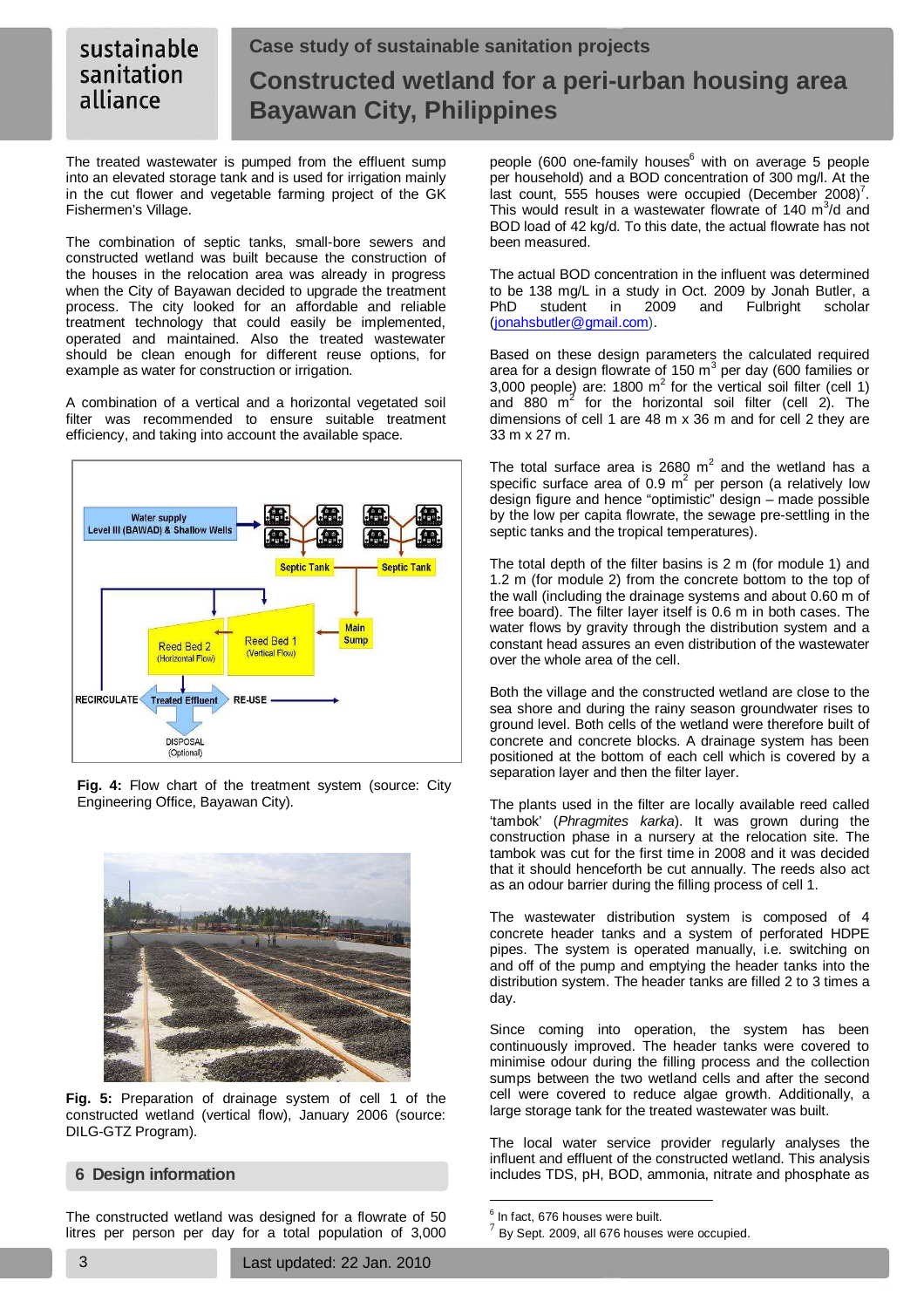The treated wastewater is pumped from the effluent sump into an elevated storage tank and is used for irrigation mainly in the cut flower and vegetable farming project of the GK Fishermen's Village.

The combination of septic tanks, small-bore sewers and constructed wetland was built because the construction of the houses in the relocation area was already in progress when the City of Bayawan decided to upgrade the treatment process. The city looked for an affordable and reliable treatment technology that could easily be implemented, operated and maintained. Also the treated wastewater should be clean enough for different reuse options, for example as water for construction or irrigation.

A combination of a vertical and a horizontal vegetated soil filter was recommended to ensure suitable treatment efficiency, and taking into account the available space.

**Fig. 4:** Flow chart of the treatment system (source: City Engineering Office, Bayawan City).

**Fig. 5:** Preparation of drainage system of cell 1 of the constructed wetland (vertical flow), January 2006 (source: DILG-GTZ Program).

## 6 Design information

The constructed wetland was designed for a flowrate of 50 litres per person per day for a total population of 3,000 people (600 one-family houses[6] with on average 5 people per household) and a BOD concentration of 300 mg/l. At the last count, 555 houses were occupied (December 2008)[7]. This would result in a wastewater flowrate of 140 $m^3$/d and BOD load of 42 kg/d. To this date, the actual flowrate has not been measured.

The actual BOD concentration in the influent was determined to be 138 mg/L in a study in Oct. 2009 by Jonah Butler, a PhD student in 2009 and Fulbright scholar (jonahsbutler@gmail.com).

Based on these design parameters the calculated required area for a design flowrate of 150 $m^3$ per day (600 families or 3,000 people) are: 1800 $m^2$ for the vertical soil filter (cell 1) and 880 $m^2$ for the horizontal soil filter (cell 2). The dimensions of cell 1 are 48 m x 36 m and for cell 2 they are 33 m x 27 m.

The total surface area is 2680 $m^2$ and the wetland has a specific surface area of 0.9 $m^2$ per person (a relatively low design figure and hence "optimistic" design – made possible by the low per capita flowrate, the sewage pre-settling in the septic tanks and the tropical temperatures).

The total depth of the filter basins is 2 m (for module 1) and 1.2 m (for module 2) from the concrete bottom to the top of the wall (including the drainage systems and about 0.60 m of free board). The filter layer itself is 0.6 m in both cases. The water flows by gravity through the distribution system and a constant head assures an even distribution of the wastewater over the whole area of the cell.

Both the village and the constructed wetland are close to the sea shore and during the rainy season groundwater rises to ground level. Both cells of the wetland were therefore built of concrete and concrete blocks. A drainage system has been positioned at the bottom of each cell which is covered by a separation layer and then the filter layer.

The plants used in the filter are locally available reed called 'tambok' (*Phragmites karka*). It was grown during the construction phase in a nursery at the relocation site. The tambok was cut for the first time in 2008 and it was decided that it should henceforth be cut annually. The reeds also act as an odour barrier during the filling process of cell 1.

The wastewater distribution system is composed of 4 concrete header tanks and a system of perforated HDPE pipes. The system is operated manually, i.e. switching on and off of the pump and emptying the header tanks into the distribution system. The header tanks are filled 2 to 3 times a day.

Since coming into operation, the system has been continuously improved. The header tanks were covered to minimise odour during the filling process and the collection sumps between the two wetland cells and after the second cell were covered to reduce algae growth. Additionally, a large storage tank for the treated wastewater was built.

The local water service provider regularly analyses the influent and effluent of the constructed wetland. This analysis includes TDS, pH, BOD, ammonia, nitrate and phosphate as

---

[6] In fact, 676 houses were built.

[7] By Sept. 2009, all 676 houses were occupied.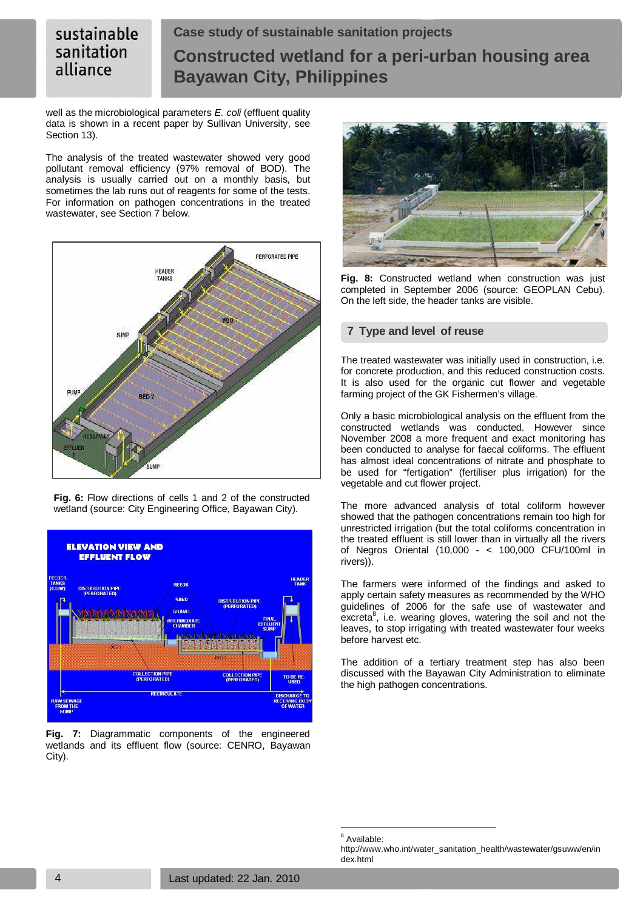well as the microbiological parameters *E. coli* (effluent quality data is shown in a recent paper by Sullivan University, see Section 13).

The analysis of the treated wastewater showed very good pollutant removal efficiency (97% removal of BOD). The analysis is usually carried out on a monthly basis, but sometimes the lab runs out of reagents for some of the tests. For information on pathogen concentrations in the treated wastewater, see Section 7 below.

**Fig. 6:** Flow directions of cells 1 and 2 of the constructed wetland (source: City Engineering Office, Bayawan City).

**Fig. 7:** Diagrammatic components of the engineered wetlands and its effluent flow (source: CENRO, Bayawan City).

**Fig. 8:** Constructed wetland when construction was just completed in September 2006 (source: GEOPLAN Cebu). On the left side, the header tanks are visible.

## 7 Type and level of reuse

The treated wastewater was initially used in construction, i.e. for concrete production, and this reduced construction costs. It is also used for the organic cut flower and vegetable farming project of the GK Fishermen's village.

Only a basic microbiological analysis on the effluent from the constructed wetlands was conducted. However since November 2008 a more frequent and exact monitoring has been conducted to analyse for faecal coliforms. The effluent has almost ideal concentrations of nitrate and phosphate to be used for "fertigation" (fertiliser plus irrigation) for the vegetable and cut flower project.

The more advanced analysis of total coliform however showed that the pathogen concentrations remain too high for unrestricted irrigation (but the total coliforms concentration in the treated effluent is still lower than in virtually all the rivers of Negros Oriental (10,000 - < 100,000 CFU/100ml in rivers)).

The farmers were informed of the findings and asked to apply certain safety measures as recommended by the WHO guidelines of 2006 for the safe use of wastewater and excreta[8], i.e. wearing gloves, watering the soil and not the leaves, to stop irrigating with treated wastewater four weeks before harvest etc.

The addition of a tertiary treatment step has also been discussed with the Bayawan City Administration to eliminate the high pathogen concentrations.

---

[8] Available: http://www.who.int/water_sanitation_health/wastewater/gsuww/en/index.html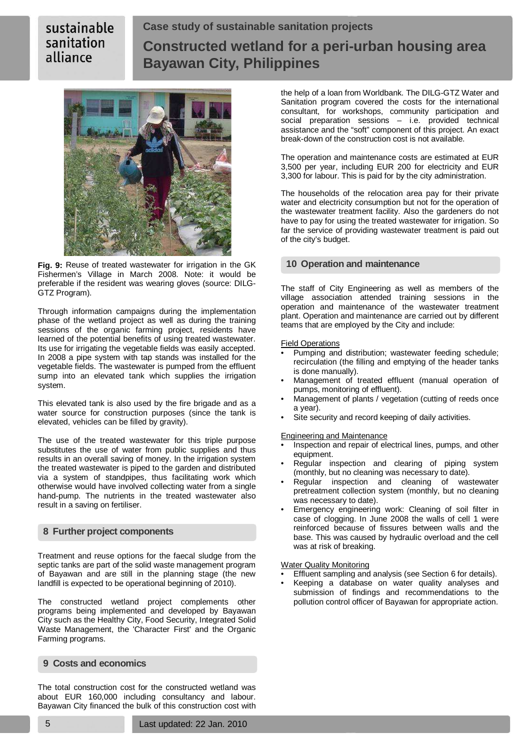Fig. 9: Reuse of treated wastewater for irrigation in the GK Fishermen's Village in March 2008. Note: it would be preferable if the resident was wearing gloves (source: DILG-GTZ Program).

Through information campaigns during the implementation phase of the wetland project as well as during the training sessions of the organic farming project, residents have learned of the potential benefits of using treated wastewater. Its use for irrigating the vegetable fields was easily accepted. In 2008 a pipe system with tap stands was installed for the vegetable fields. The wastewater is pumped from the effluent sump into an elevated tank which supplies the irrigation system.

This elevated tank is also used by the fire brigade and as a water source for construction purposes (since the tank is elevated, vehicles can be filled by gravity).

The use of the treated wastewater for this triple purpose substitutes the use of water from public supplies and thus results in an overall saving of money. In the irrigation system the treated wastewater is piped to the garden and distributed via a system of standpipes, thus facilitating work which otherwise would have involved collecting water from a single hand-pump. The nutrients in the treated wastewater also result in a saving on fertiliser.

## 8 Further project components

Treatment and reuse options for the faecal sludge from the septic tanks are part of the solid waste management program of Bayawan and are still in the planning stage (the new landfill is expected to be operational beginning of 2010).

The constructed wetland project complements other programs being implemented and developed by Bayawan City such as the Healthy City, Food Security, Integrated Solid Waste Management, the 'Character First' and the Organic Farming programs.

## 9 Costs and economics

The total construction cost for the constructed wetland was about EUR 160,000 including consultancy and labour. Bayawan City financed the bulk of this construction cost with the help of a loan from Worldbank. The DILG-GTZ Water and Sanitation program covered the costs for the international consultant, for workshops, community participation and social preparation sessions – i.e. provided technical assistance and the "soft" component of this project. An exact break-down of the construction cost is not available.

The operation and maintenance costs are estimated at EUR 3,500 per year, including EUR 200 for electricity and EUR 3,300 for labour. This is paid for by the city administration.

The households of the relocation area pay for their private water and electricity consumption but not for the operation of the wastewater treatment facility. Also the gardeners do not have to pay for using the treated wastewater for irrigation. So far the service of providing wastewater treatment is paid out of the city's budget.

## 10 Operation and maintenance

The staff of City Engineering as well as members of the village association attended training sessions in the operation and maintenance of the wastewater treatment plant. Operation and maintenance are carried out by different teams that are employed by the City and include:

Field Operations

- Pumping and distribution; wastewater feeding schedule; recirculation (the filling and emptying of the header tanks is done manually).
- Management of treated effluent (manual operation of pumps, monitoring of effluent).
- Management of plants / vegetation (cutting of reeds once a year).
- Site security and record keeping of daily activities.

Engineering and Maintenance

- Inspection and repair of electrical lines, pumps, and other equipment.
- Regular inspection and clearing of piping system (monthly, but no cleaning was necessary to date).
- Regular inspection and cleaning of wastewater pretreatment collection system (monthly, but no cleaning was necessary to date).
- Emergency engineering work: Cleaning of soil filter in case of clogging. In June 2008 the walls of cell 1 were reinforced because of fissures between walls and the base. This was caused by hydraulic overload and the cell was at risk of breaking.

Water Quality Monitoring

- Effluent sampling and analysis (see Section 6 for details).
- Keeping a database on water quality analyses and submission of findings and recommendations to the pollution control officer of Bayawan for appropriate action.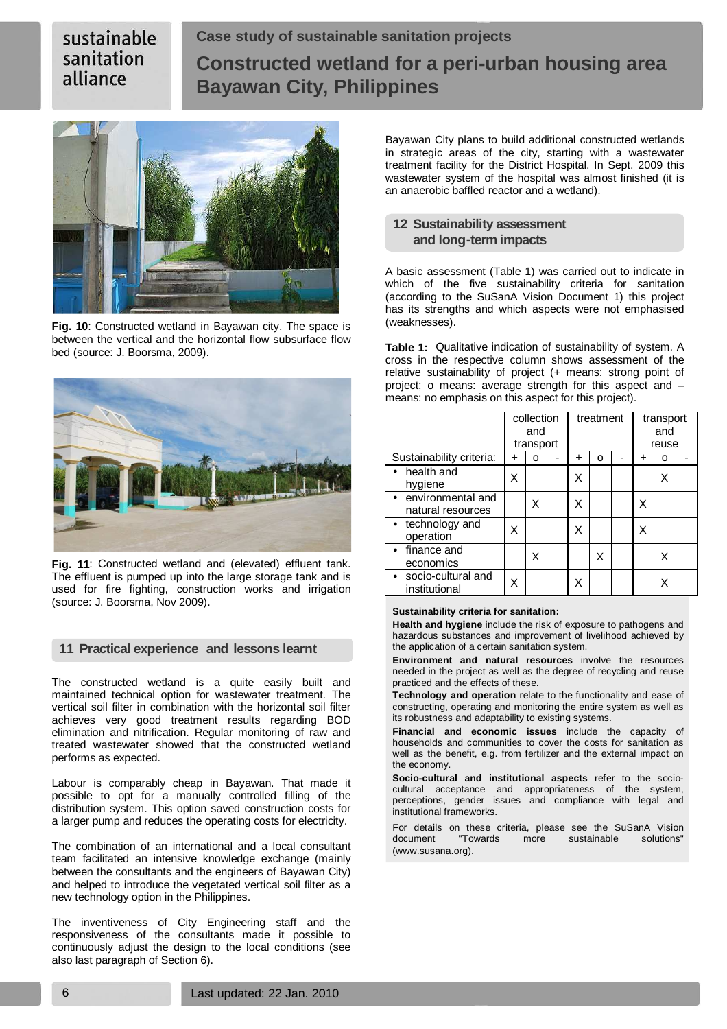Fig. 10: Constructed wetland in Bayawan city. The space is between the vertical and the horizontal flow subsurface flow bed (source: J. Boorsma, 2009).

Fig. 11: Constructed wetland and (elevated) effluent tank. The effluent is pumped up into the large storage tank and is used for fire fighting, construction works and irrigation (source: J. Boorsma, Nov 2009).

## 11 Practical experience and lessons learnt

The constructed wetland is a quite easily built and maintained technical option for wastewater treatment. The vertical soil filter in combination with the horizontal soil filter achieves very good treatment results regarding BOD elimination and nitrification. Regular monitoring of raw and treated wastewater showed that the constructed wetland performs as expected.

Labour is comparably cheap in Bayawan. That made it possible to opt for a manually controlled filling of the distribution system. This option saved construction costs for a larger pump and reduces the operating costs for electricity.

The combination of an international and a local consultant team facilitated an intensive knowledge exchange (mainly between the consultants and the engineers of Bayawan City) and helped to introduce the vegetated vertical soil filter as a new technology option in the Philippines.

The inventiveness of City Engineering staff and the responsiveness of the consultants made it possible to continuously adjust the design to the local conditions (see also last paragraph of Section 6).

Bayawan City plans to build additional constructed wetlands in strategic areas of the city, starting with a wastewater treatment facility for the District Hospital. In Sept. 2009 this wastewater system of the hospital was almost finished (it is an anaerobic baffled reactor and a wetland).

## 12 Sustainability assessment and long-term impacts

A basic assessment (Table 1) was carried out to indicate in which of the five sustainability criteria for sanitation (according to the SuSanA Vision Document 1) this project has its strengths and which aspects were not emphasised (weaknesses).

**Table 1:** Qualitative indication of sustainability of system. A cross in the respective column shows assessment of the relative sustainability of project (+ means: strong point of project; o means: average strength for this aspect and – means: no emphasis on this aspect for this project).

| | collection and transport | | | treatment | | | transport and reuse | | |
|---|---|---|---|---|---|---|---|---|---|
| Sustainability criteria: | + | o | - | + | o | - | + | o | - |
| • health and hygiene | X | | | X | | | | X | |
| • environmental and natural resources | | X | | X | | | X | | |
| • technology and operation | X | | | X | | | X | | |
| • finance and economics | | X | | | X | | | X | |
| • socio-cultural and institutional | X | | | X | | | | X | |

**Sustainability criteria for sanitation:**

**Health and hygiene** include the risk of exposure to pathogens and hazardous substances and improvement of livelihood achieved by the application of a certain sanitation system.

**Environment and natural resources** involve the resources needed in the project as well as the degree of recycling and reuse practiced and the effects of these.

**Technology and operation** relate to the functionality and ease of constructing, operating and monitoring the entire system as well as its robustness and adaptability to existing systems.

**Financial and economic issues** include the capacity of households and communities to cover the costs for sanitation as well as the benefit, e.g. from fertilizer and the external impact on the economy.

**Socio-cultural and institutional aspects** refer to the socio-cultural acceptance and appropriateness of the system, perceptions, gender issues and compliance with legal and institutional frameworks.

For details on these criteria, please see the SuSanA Vision document "Towards more sustainable solutions" (www.susana.org).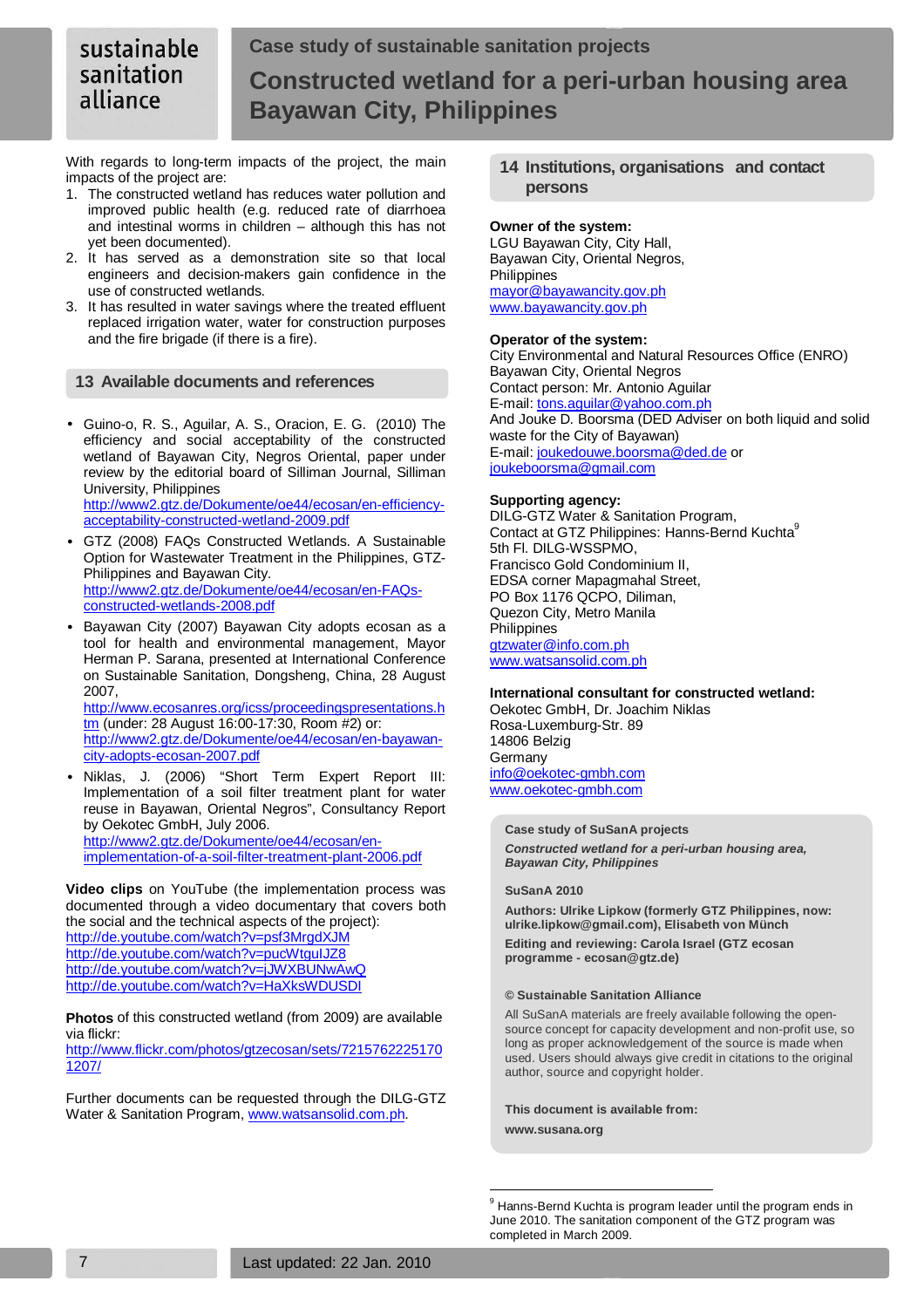With regards to long-term impacts of the project, the main impacts of the project are:

1. The constructed wetland has reduces water pollution and improved public health (e.g. reduced rate of diarrhoea and intestinal worms in children – although this has not yet been documented).
2. It has served as a demonstration site so that local engineers and decision-makers gain confidence in the use of constructed wetlands.
3. It has resulted in water savings where the treated effluent replaced irrigation water, water for construction purposes and the fire brigade (if there is a fire).

## 13 Available documents and references

- Guino-o, R. S., Aguilar, A. S., Oracion, E. G. (2010) The efficiency and social acceptability of the constructed wetland of Bayawan City, Negros Oriental, paper under review by the editorial board of Silliman Journal, Silliman University, Philippines
  http://www2.gtz.de/Dokumente/oe44/ecosan/en-efficiency-acceptability-constructed-wetland-2009.pdf
- GTZ (2008) FAQs Constructed Wetlands. A Sustainable Option for Wastewater Treatment in the Philippines, GTZ-Philippines and Bayawan City.
  http://www2.gtz.de/Dokumente/oe44/ecosan/en-FAQs-constructed-wetlands-2008.pdf
- Bayawan City (2007) Bayawan City adopts ecosan as a tool for health and environmental management, Mayor Herman P. Sarana, presented at International Conference on Sustainable Sanitation, Dongsheng, China, 28 August 2007,
  http://www.ecosanres.org/icss/proceedingspresentations.htm (under: 28 August 16:00-17:30, Room #2) or:
  http://www2.gtz.de/Dokumente/oe44/ecosan/en-bayawan-city-adopts-ecosan-2007.pdf
- Niklas, J. (2006) "Short Term Expert Report III: Implementation of a soil filter treatment plant for water reuse in Bayawan, Oriental Negros", Consultancy Report by Oekotec GmbH, July 2006.
  http://www2.gtz.de/Dokumente/oe44/ecosan/en-implementation-of-a-soil-filter-treatment-plant-2006.pdf

**Video clips** on YouTube (the implementation process was documented through a video documentary that covers both the social and the technical aspects of the project):
http://de.youtube.com/watch?v=psf3MrgdXJM
http://de.youtube.com/watch?v=pucWtguIJZ8
http://de.youtube.com/watch?v=jJWXBUNwAwQ
http://de.youtube.com/watch?v=HaXksWDUSDI

**Photos** of this constructed wetland (from 2009) are available via flickr:
http://www.flickr.com/photos/gtzecosan/sets/72157622251701207/

Further documents can be requested through the DILG-GTZ Water & Sanitation Program, www.watsansolid.com.ph.

## 14 Institutions, organisations and contact persons

**Owner of the system:**
LGU Bayawan City, City Hall,
Bayawan City, Oriental Negros,
Philippines
mayor@bayawancity.gov.ph
www.bayawancity.gov.ph

**Operator of the system:**
City Environmental and Natural Resources Office (ENRO)
Bayawan City, Oriental Negros
Contact person: Mr. Antonio Aguilar
E-mail: tons.aguilar@yahoo.com.ph
And Jouke D. Boorsma (DED Adviser on both liquid and solid waste for the City of Bayawan)
E-mail: joukedouwe.boorsma@ded.de or
joukeboorsma@gmail.com

**Supporting agency:**
DILG-GTZ Water & Sanitation Program,
Contact at GTZ Philippines: Hanns-Bernd Kuchta[9]
5th Fl. DILG-WSSPMO,
Francisco Gold Condominium II,
EDSA corner Mapagmahal Street,
PO Box 1176 QCPO, Diliman,
Quezon City, Metro Manila
Philippines
gtzwater@info.com.ph
www.watsansolid.com.ph

**International consultant for constructed wetland:**
Oekotec GmbH, Dr. Joachim Niklas
Rosa-Luxemburg-Str. 89
14806 Belzig
Germany
info@oekotec-gmbh.com
www.oekotec-gmbh.com

**Case study of SuSanA projects**

***Constructed wetland for a peri-urban housing area, Bayawan City, Philippines***

**SuSanA 2010**

**Authors: Ulrike Lipkow (formerly GTZ Philippines, now: ulrike.lipkow@gmail.com), Elisabeth von Münch**

**Editing and reviewing: Carola Israel (GTZ ecosan programme - ecosan@gtz.de)**

**© Sustainable Sanitation Alliance**

All SuSanA materials are freely available following the open-source concept for capacity development and non-profit use, so long as proper acknowledgement of the source is made when used. Users should always give credit in citations to the original author, source and copyright holder.

**This document is available from:**

**www.susana.org**

[9] Hanns-Bernd Kuchta is program leader until the program ends in June 2010. The sanitation component of the GTZ program was completed in March 2009.